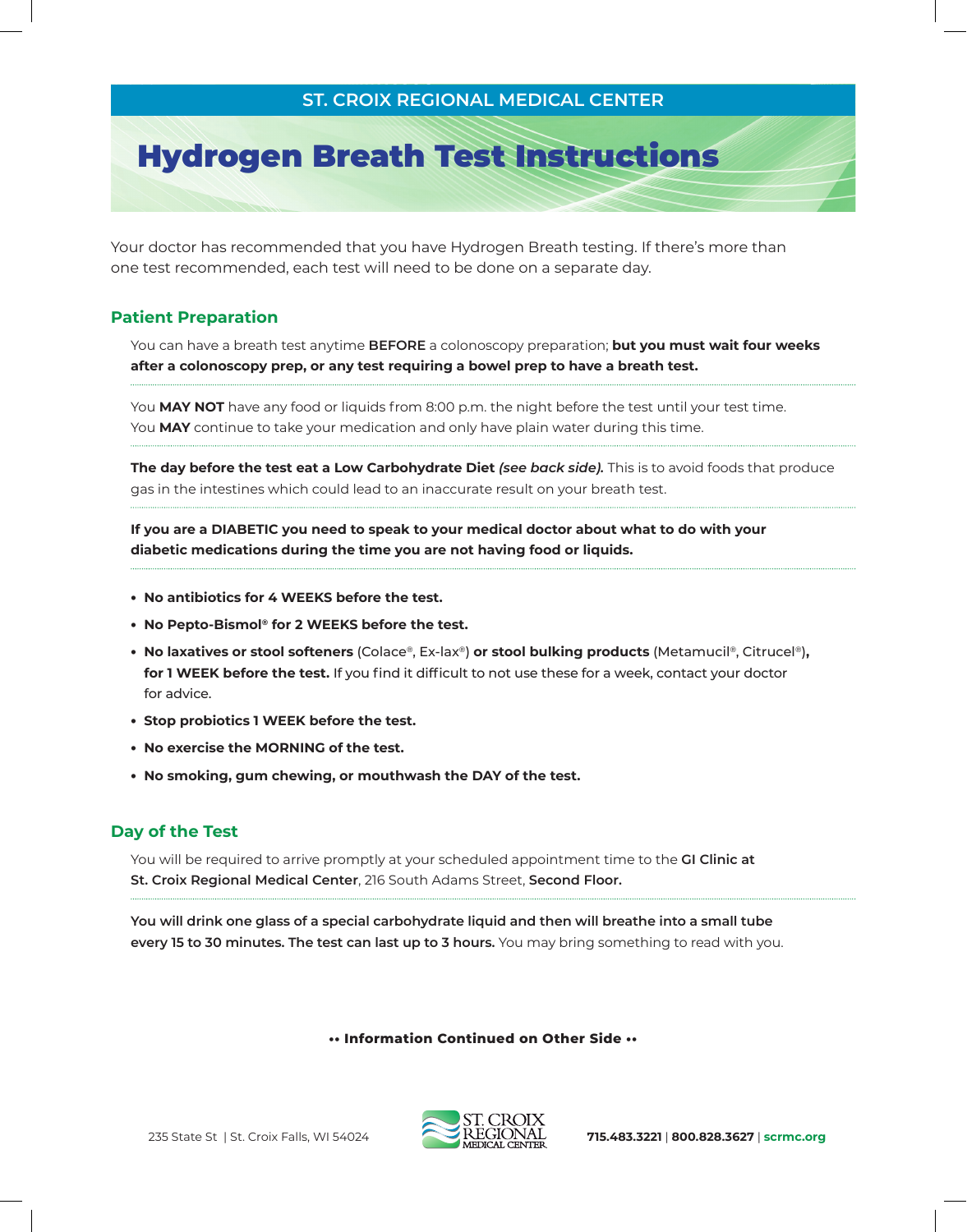ST. CROIX REGIONAL MEDICAL CENTER

# Hydrogen Breath Test Instructions

Your doctor has recommended that you have Hydrogen Breath testing. If there's more than one test recommended, each test will need to be done on a separate day.

## Patient Preparation

You can have a breath test anytime **BEFORE** a colonoscopy preparation; **but you must wait four weeks after a colonoscopy prep, or any test requiring a bowel prep to have a breath test.**

You **MAY NOT** have any food or liquids from 8:00 p.m. the night before the test until your test time. You **MAY** continue to take your medication and only have plain water during this time.

**The day before the test eat a Low Carbohydrate Diet** ***(see back side).*** This is to avoid foods that produce gas in the intestines which could lead to an inaccurate result on your breath test.

**If you are a DIABETIC you need to speak to your medical doctor about what to do with your diabetic medications during the time you are not having food or liquids.**

- **No antibiotics for 4 WEEKS before the test.**
- **No Pepto-Bismol® for 2 WEEKS before the test.**
- **No laxatives or stool softeners** (Colace®, Ex-lax®) **or stool bulking products** (Metamucil®, Citrucel®)**, for 1 WEEK before the test.** If you find it difficult to not use these for a week, contact your doctor for advice.
- **Stop probiotics 1 WEEK before the test.**
- **No exercise the MORNING of the test.**
- **No smoking, gum chewing, or mouthwash the DAY of the test.**

## Day of the Test

You will be required to arrive promptly at your scheduled appointment time to the **GI Clinic at St. Croix Regional Medical Center**, 216 South Adams Street, **Second Floor.**

**You will drink one glass of a special carbohydrate liquid and then will breathe into a small tube every 15 to 30 minutes. The test can last up to 3 hours.** You may bring something to read with you.

**•• Information Continued on Other Side ••**

235 State St | St. Croix Falls, WI 54024

ST. CROIX REGIONAL MEDICAL CENTER

**715.483.3221** | **800.828.3627** | **scrmc.org**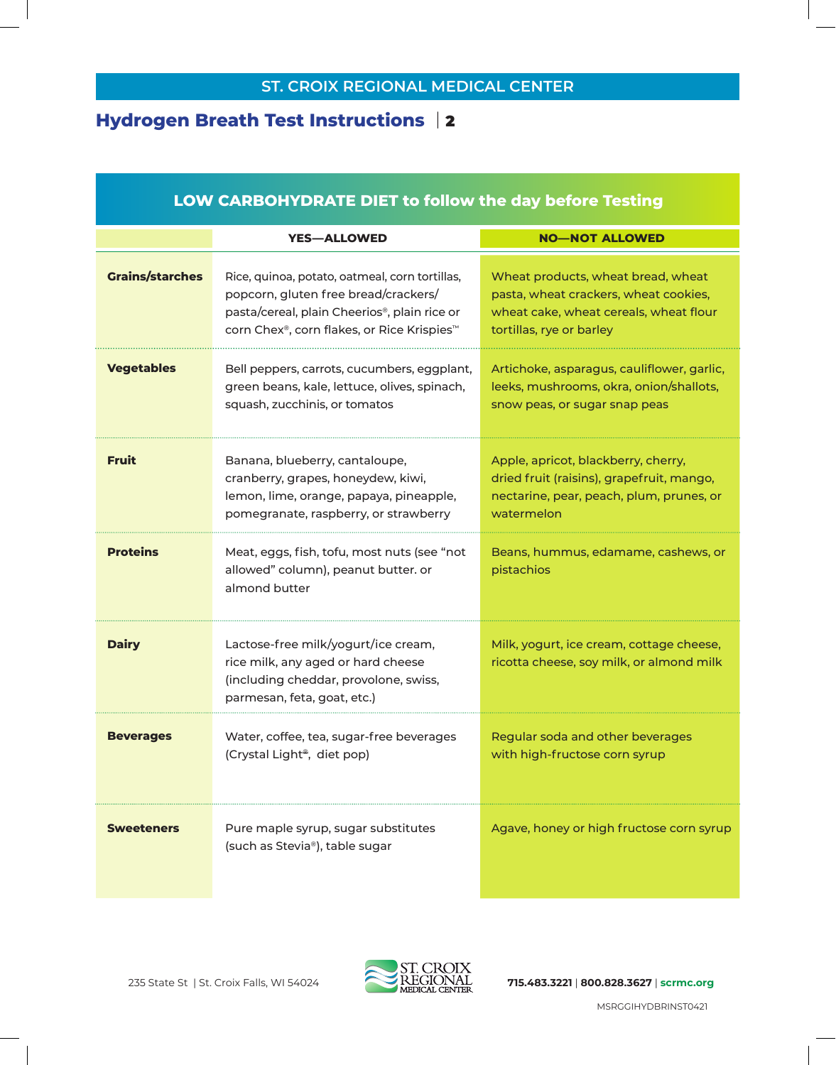## Hydrogen Breath Test Instructions

### LOW CARBOHYDRATE DIET to follow the day before Testing

| | YES—ALLOWED | NO—NOT ALLOWED |
|---|---|---|
| **Grains/starches** | Rice, quinoa, potato, oatmeal, corn tortillas, popcorn, gluten free bread/crackers/pasta/cereal, plain Cheerios®, plain rice or corn Chex®, corn flakes, or Rice Krispies™ | Wheat products, wheat bread, wheat pasta, wheat crackers, wheat cookies, wheat cake, wheat cereals, wheat flour tortillas, rye or barley |
| **Vegetables** | Bell peppers, carrots, cucumbers, eggplant, green beans, kale, lettuce, olives, spinach, squash, zucchinis, or tomatos | Artichoke, asparagus, cauliflower, garlic, leeks, mushrooms, okra, onion/shallots, snow peas, or sugar snap peas |
| **Fruit** | Banana, blueberry, cantaloupe, cranberry, grapes, honeydew, kiwi, lemon, lime, orange, papaya, pineapple, pomegranate, raspberry, or strawberry | Apple, apricot, blackberry, cherry, dried fruit (raisins), grapefruit, mango, nectarine, pear, peach, plum, prunes, or watermelon |
| **Proteins** | Meat, eggs, fish, tofu, most nuts (see "not allowed" column), peanut butter. or almond butter | Beans, hummus, edamame, cashews, or pistachios |
| **Dairy** | Lactose-free milk/yogurt/ice cream, rice milk, any aged or hard cheese (including cheddar, provolone, swiss, parmesan, feta, goat, etc.) | Milk, yogurt, ice cream, cottage cheese, ricotta cheese, soy milk, or almond milk |
| **Beverages** | Water, coffee, tea, sugar-free beverages (Crystal Light®, diet pop) | Regular soda and other beverages with high-fructose corn syrup |
| **Sweeteners** | Pure maple syrup, sugar substitutes (such as Stevia®), table sugar | Agave, honey or high fructose corn syrup |

235 State St | St. Croix Falls, WI 54024

**715.483.3221** | **800.828.3627** | **scrmc.org**

MSRGGIHYDBRINST0421